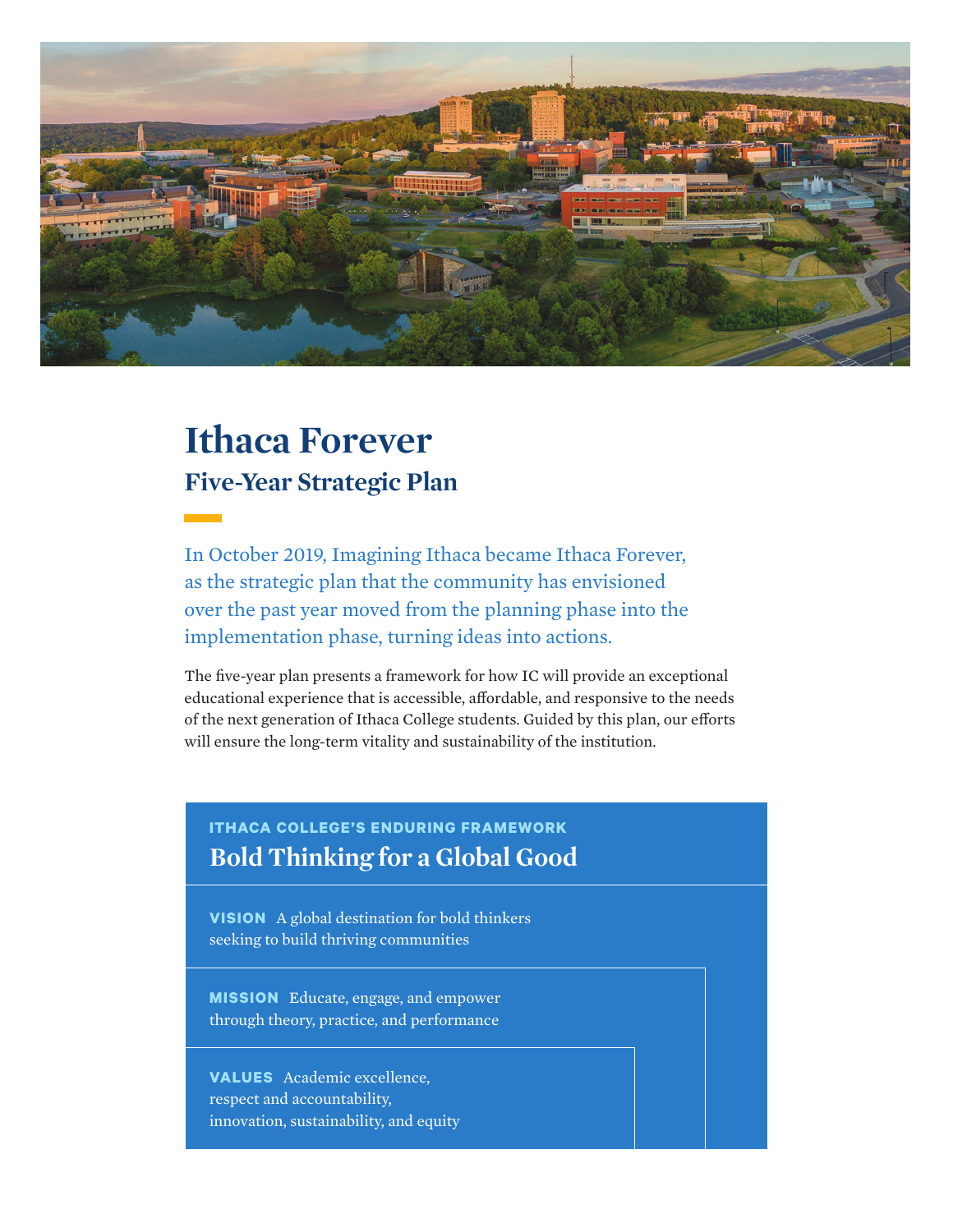# Ithaca Forever

## Five-Year Strategic Plan

In October 2019, Imagining Ithaca became Ithaca Forever, as the strategic plan that the community has envisioned over the past year moved from the planning phase into the implementation phase, turning ideas into actions.

The five-year plan presents a framework for how IC will provide an exceptional educational experience that is accessible, affordable, and responsive to the needs of the next generation of Ithaca College students. Guided by this plan, our efforts will ensure the long-term vitality and sustainability of the institution.

**ITHACA COLLEGE'S ENDURING FRAMEWORK**

### Bold Thinking for a Global Good

**VISION** A global destination for bold thinkers seeking to build thriving communities

**MISSION** Educate, engage, and empower through theory, practice, and performance

**VALUES** Academic excellence, respect and accountability, innovation, sustainability, and equity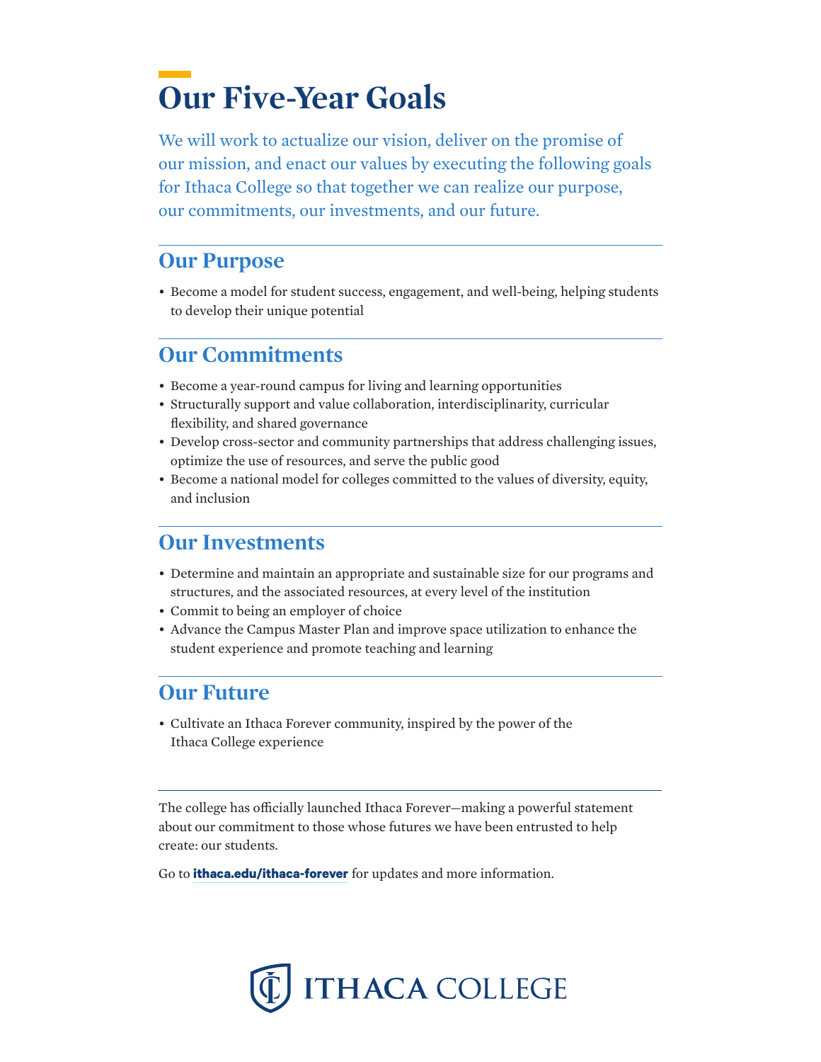# Our Five-Year Goals

We will work to actualize our vision, deliver on the promise of our mission, and enact our values by executing the following goals for Ithaca College so that together we can realize our purpose, our commitments, our investments, and our future.

## Our Purpose

- Become a model for student success, engagement, and well-being, helping students to develop their unique potential

## Our Commitments

- Become a year-round campus for living and learning opportunities
- Structurally support and value collaboration, interdisciplinarity, curricular flexibility, and shared governance
- Develop cross-sector and community partnerships that address challenging issues, optimize the use of resources, and serve the public good
- Become a national model for colleges committed to the values of diversity, equity, and inclusion

## Our Investments

- Determine and maintain an appropriate and sustainable size for our programs and structures, and the associated resources, at every level of the institution
- Commit to being an employer of choice
- Advance the Campus Master Plan and improve space utilization to enhance the student experience and promote teaching and learning

## Our Future

- Cultivate an Ithaca Forever community, inspired by the power of the Ithaca College experience

---

The college has officially launched Ithaca Forever—making a powerful statement about our commitment to those whose futures we have been entrusted to help create: our students.

Go to **ithaca.edu/ithaca-forever** for updates and more information.

ITHACA COLLEGE